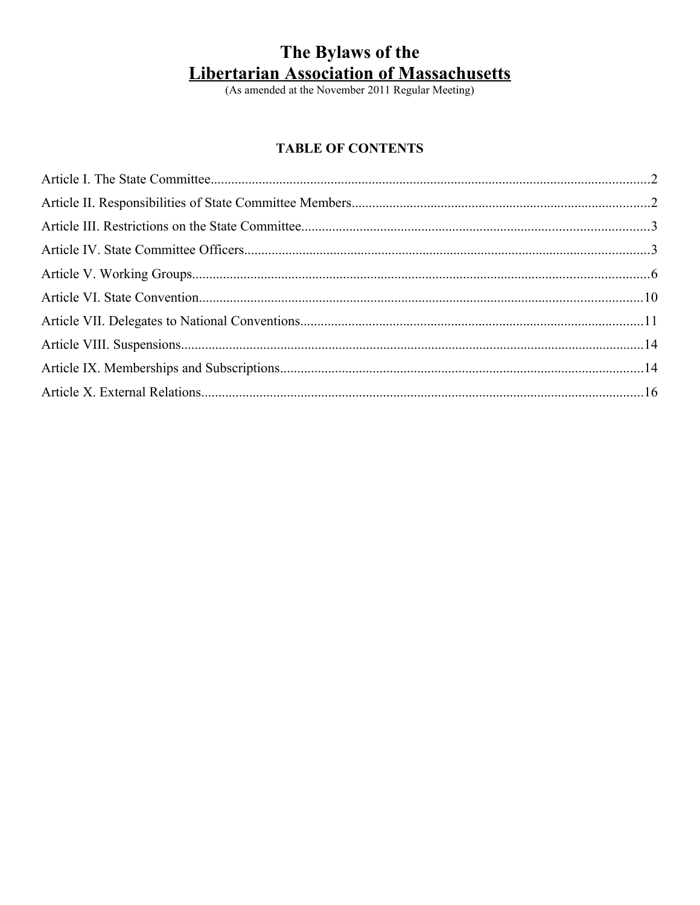# The Bylaws of the
# Libertarian Association of Massachusetts

(As amended at the November 2011 Regular Meeting)

## TABLE OF CONTENTS

Article I. The State Committee....2

Article II. Responsibilities of State Committee Members....2

Article III. Restrictions on the State Committee....3

Article IV. State Committee Officers....3

Article V. Working Groups....6

Article VI. State Convention....10

Article VII. Delegates to National Conventions....11

Article VIII. Suspensions....14

Article IX. Memberships and Subscriptions....14

Article X. External Relations....16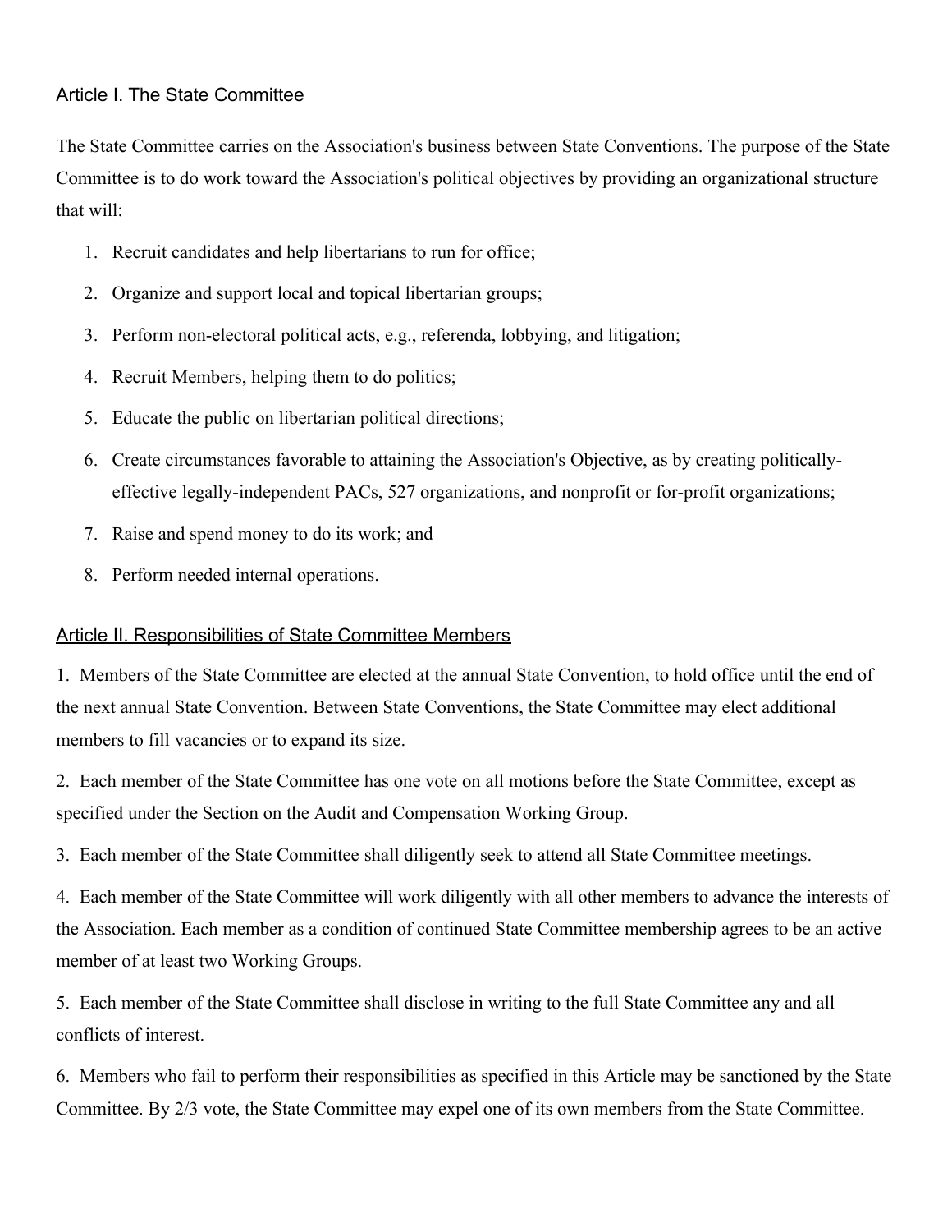## Article I. The State Committee

The State Committee carries on the Association's business between State Conventions. The purpose of the State Committee is to do work toward the Association's political objectives by providing an organizational structure that will:

1. Recruit candidates and help libertarians to run for office;
2. Organize and support local and topical libertarian groups;
3. Perform non-electoral political acts, e.g., referenda, lobbying, and litigation;
4. Recruit Members, helping them to do politics;
5. Educate the public on libertarian political directions;
6. Create circumstances favorable to attaining the Association's Objective, as by creating politically-effective legally-independent PACs, 527 organizations, and nonprofit or for-profit organizations;
7. Raise and spend money to do its work; and
8. Perform needed internal operations.

## Article II. Responsibilities of State Committee Members

1. Members of the State Committee are elected at the annual State Convention, to hold office until the end of the next annual State Convention. Between State Conventions, the State Committee may elect additional members to fill vacancies or to expand its size.

2. Each member of the State Committee has one vote on all motions before the State Committee, except as specified under the Section on the Audit and Compensation Working Group.

3. Each member of the State Committee shall diligently seek to attend all State Committee meetings.

4. Each member of the State Committee will work diligently with all other members to advance the interests of the Association. Each member as a condition of continued State Committee membership agrees to be an active member of at least two Working Groups.

5. Each member of the State Committee shall disclose in writing to the full State Committee any and all conflicts of interest.

6. Members who fail to perform their responsibilities as specified in this Article may be sanctioned by the State Committee. By 2/3 vote, the State Committee may expel one of its own members from the State Committee.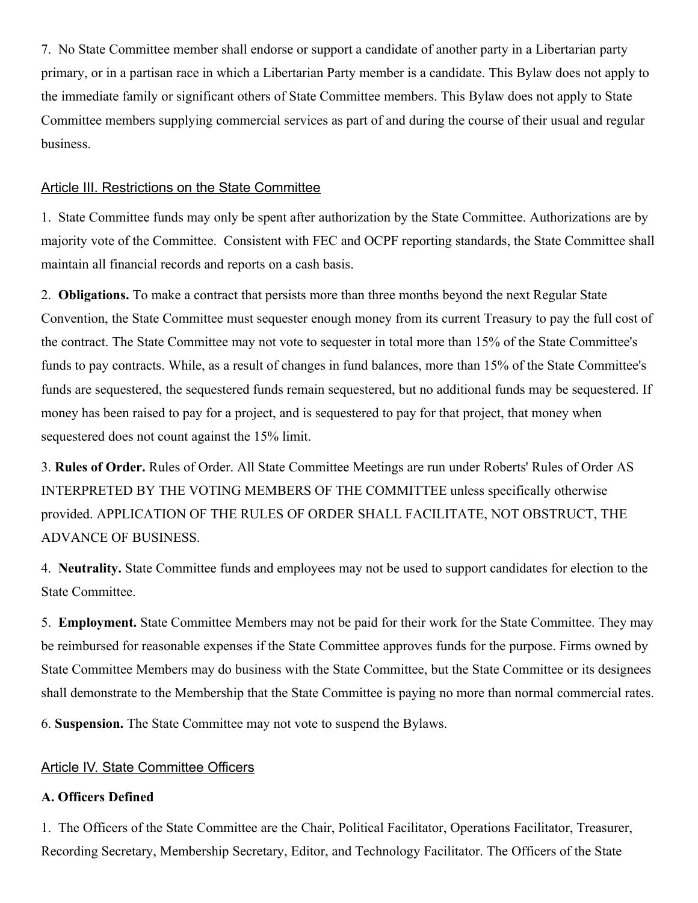7. No State Committee member shall endorse or support a candidate of another party in a Libertarian party primary, or in a partisan race in which a Libertarian Party member is a candidate. This Bylaw does not apply to the immediate family or significant others of State Committee members. This Bylaw does not apply to State Committee members supplying commercial services as part of and during the course of their usual and regular business.

## Article III. Restrictions on the State Committee

1. State Committee funds may only be spent after authorization by the State Committee. Authorizations are by majority vote of the Committee. Consistent with FEC and OCPF reporting standards, the State Committee shall maintain all financial records and reports on a cash basis.

2. **Obligations.** To make a contract that persists more than three months beyond the next Regular State Convention, the State Committee must sequester enough money from its current Treasury to pay the full cost of the contract. The State Committee may not vote to sequester in total more than 15% of the State Committee's funds to pay contracts. While, as a result of changes in fund balances, more than 15% of the State Committee's funds are sequestered, the sequestered funds remain sequestered, but no additional funds may be sequestered. If money has been raised to pay for a project, and is sequestered to pay for that project, that money when sequestered does not count against the 15% limit.

3. **Rules of Order.** Rules of Order. All State Committee Meetings are run under Roberts' Rules of Order AS INTERPRETED BY THE VOTING MEMBERS OF THE COMMITTEE unless specifically otherwise provided. APPLICATION OF THE RULES OF ORDER SHALL FACILITATE, NOT OBSTRUCT, THE ADVANCE OF BUSINESS.

4. **Neutrality.** State Committee funds and employees may not be used to support candidates for election to the State Committee.

5. **Employment.** State Committee Members may not be paid for their work for the State Committee. They may be reimbursed for reasonable expenses if the State Committee approves funds for the purpose. Firms owned by State Committee Members may do business with the State Committee, but the State Committee or its designees shall demonstrate to the Membership that the State Committee is paying no more than normal commercial rates.

6. **Suspension.** The State Committee may not vote to suspend the Bylaws.

## Article IV. State Committee Officers

### A. Officers Defined

1. The Officers of the State Committee are the Chair, Political Facilitator, Operations Facilitator, Treasurer, Recording Secretary, Membership Secretary, Editor, and Technology Facilitator. The Officers of the State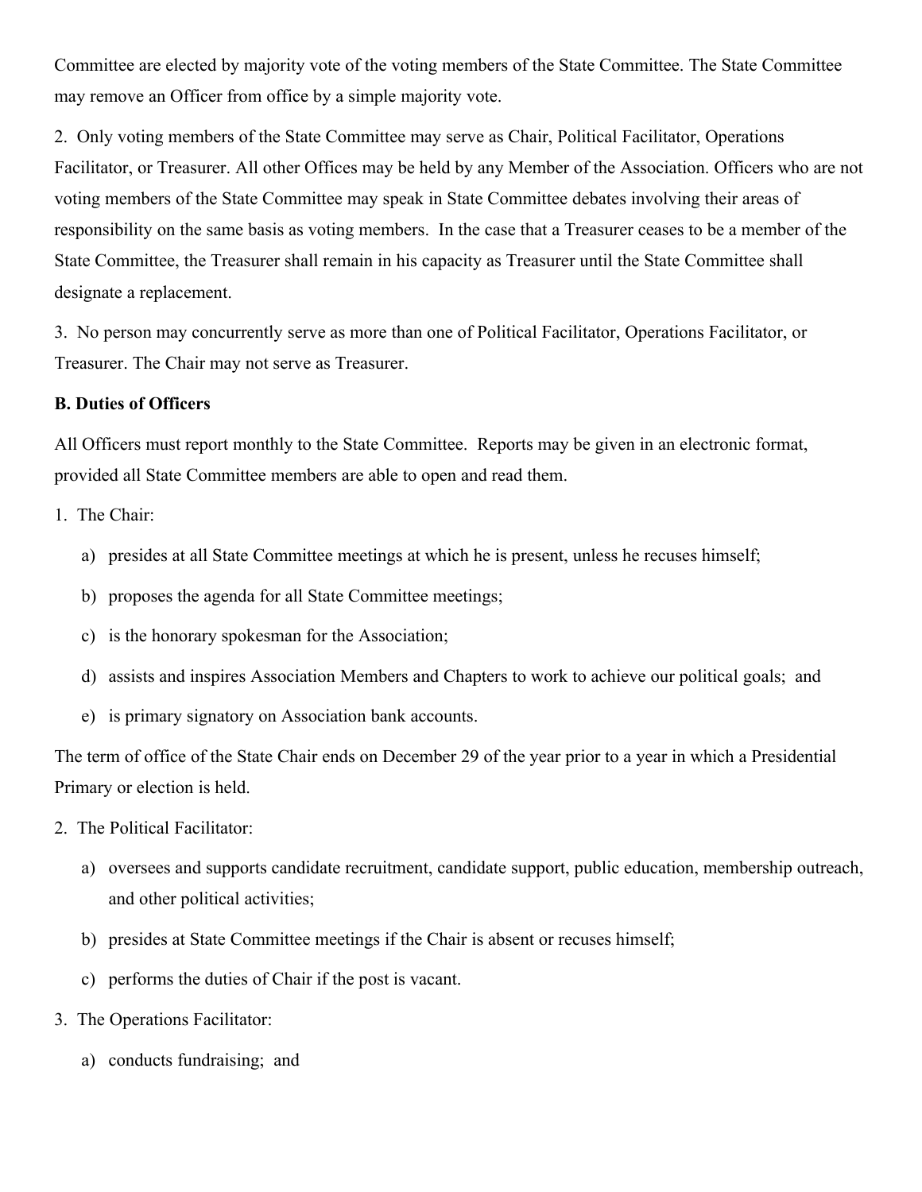Committee are elected by majority vote of the voting members of the State Committee. The State Committee may remove an Officer from office by a simple majority vote.

2. Only voting members of the State Committee may serve as Chair, Political Facilitator, Operations Facilitator, or Treasurer. All other Offices may be held by any Member of the Association. Officers who are not voting members of the State Committee may speak in State Committee debates involving their areas of responsibility on the same basis as voting members. In the case that a Treasurer ceases to be a member of the State Committee, the Treasurer shall remain in his capacity as Treasurer until the State Committee shall designate a replacement.

3. No person may concurrently serve as more than one of Political Facilitator, Operations Facilitator, or Treasurer. The Chair may not serve as Treasurer.

**B. Duties of Officers**

All Officers must report monthly to the State Committee. Reports may be given in an electronic format, provided all State Committee members are able to open and read them.

1. The Chair:

   a) presides at all State Committee meetings at which he is present, unless he recuses himself;

   b) proposes the agenda for all State Committee meetings;

   c) is the honorary spokesman for the Association;

   d) assists and inspires Association Members and Chapters to work to achieve our political goals; and

   e) is primary signatory on Association bank accounts.

The term of office of the State Chair ends on December 29 of the year prior to a year in which a Presidential Primary or election is held.

2. The Political Facilitator:

   a) oversees and supports candidate recruitment, candidate support, public education, membership outreach, and other political activities;

   b) presides at State Committee meetings if the Chair is absent or recuses himself;

   c) performs the duties of Chair if the post is vacant.

3. The Operations Facilitator:

   a) conducts fundraising; and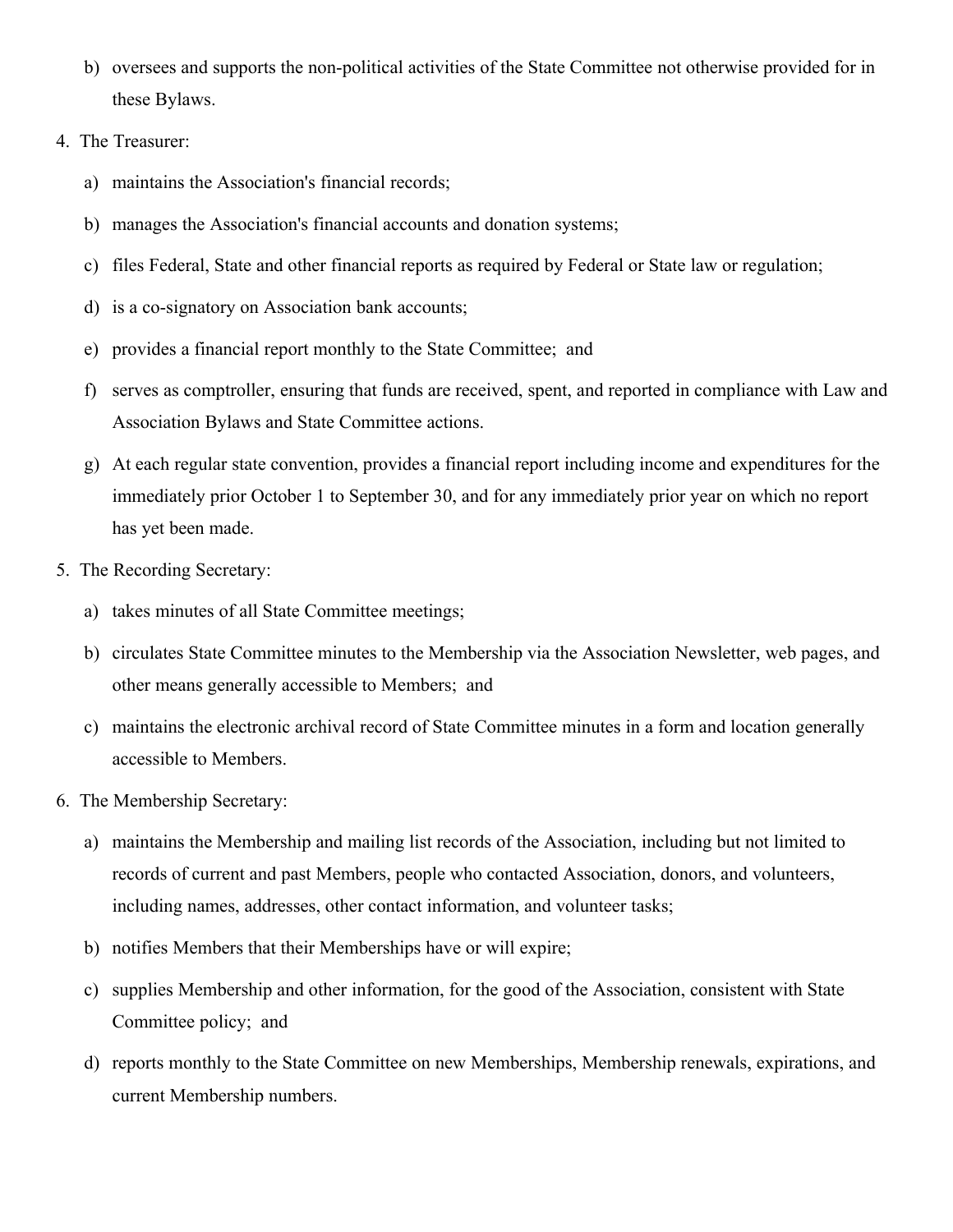b) oversees and supports the non-political activities of the State Committee not otherwise provided for in these Bylaws.

4. The Treasurer:

   a) maintains the Association's financial records;

   b) manages the Association's financial accounts and donation systems;

   c) files Federal, State and other financial reports as required by Federal or State law or regulation;

   d) is a co-signatory on Association bank accounts;

   e) provides a financial report monthly to the State Committee; and

   f) serves as comptroller, ensuring that funds are received, spent, and reported in compliance with Law and Association Bylaws and State Committee actions.

   g) At each regular state convention, provides a financial report including income and expenditures for the immediately prior October 1 to September 30, and for any immediately prior year on which no report has yet been made.

5. The Recording Secretary:

   a) takes minutes of all State Committee meetings;

   b) circulates State Committee minutes to the Membership via the Association Newsletter, web pages, and other means generally accessible to Members; and

   c) maintains the electronic archival record of State Committee minutes in a form and location generally accessible to Members.

6. The Membership Secretary:

   a) maintains the Membership and mailing list records of the Association, including but not limited to records of current and past Members, people who contacted Association, donors, and volunteers, including names, addresses, other contact information, and volunteer tasks;

   b) notifies Members that their Memberships have or will expire;

   c) supplies Membership and other information, for the good of the Association, consistent with State Committee policy; and

   d) reports monthly to the State Committee on new Memberships, Membership renewals, expirations, and current Membership numbers.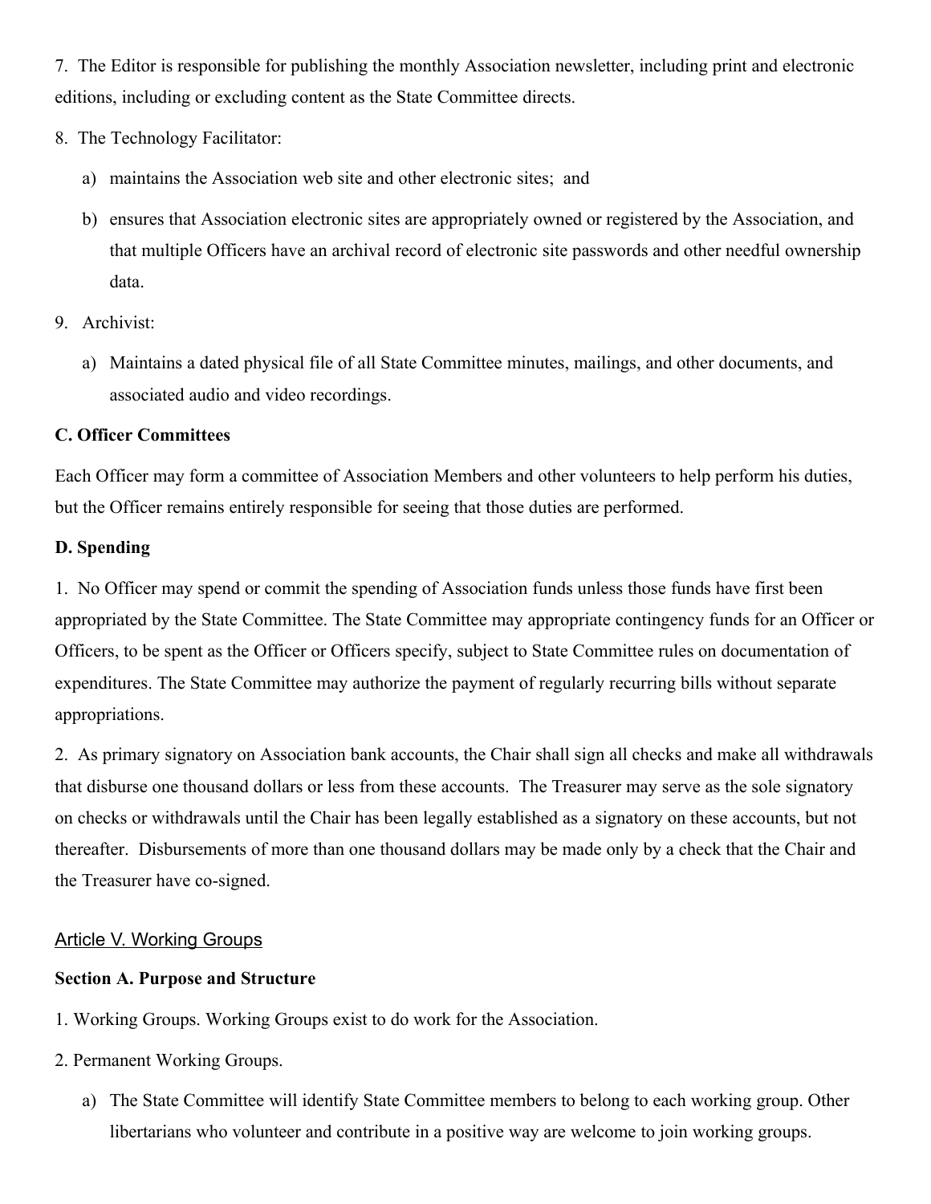7. The Editor is responsible for publishing the monthly Association newsletter, including print and electronic editions, including or excluding content as the State Committee directs.

8. The Technology Facilitator:

   a) maintains the Association web site and other electronic sites; and

   b) ensures that Association electronic sites are appropriately owned or registered by the Association, and that multiple Officers have an archival record of electronic site passwords and other needful ownership data.

9. Archivist:

   a) Maintains a dated physical file of all State Committee minutes, mailings, and other documents, and associated audio and video recordings.

**C. Officer Committees**

Each Officer may form a committee of Association Members and other volunteers to help perform his duties, but the Officer remains entirely responsible for seeing that those duties are performed.

**D. Spending**

1. No Officer may spend or commit the spending of Association funds unless those funds have first been appropriated by the State Committee. The State Committee may appropriate contingency funds for an Officer or Officers, to be spent as the Officer or Officers specify, subject to State Committee rules on documentation of expenditures. The State Committee may authorize the payment of regularly recurring bills without separate appropriations.

2. As primary signatory on Association bank accounts, the Chair shall sign all checks and make all withdrawals that disburse one thousand dollars or less from these accounts. The Treasurer may serve as the sole signatory on checks or withdrawals until the Chair has been legally established as a signatory on these accounts, but not thereafter. Disbursements of more than one thousand dollars may be made only by a check that the Chair and the Treasurer have co-signed.

## Article V. Working Groups

**Section A. Purpose and Structure**

1. Working Groups. Working Groups exist to do work for the Association.

2. Permanent Working Groups.

   a) The State Committee will identify State Committee members to belong to each working group. Other libertarians who volunteer and contribute in a positive way are welcome to join working groups.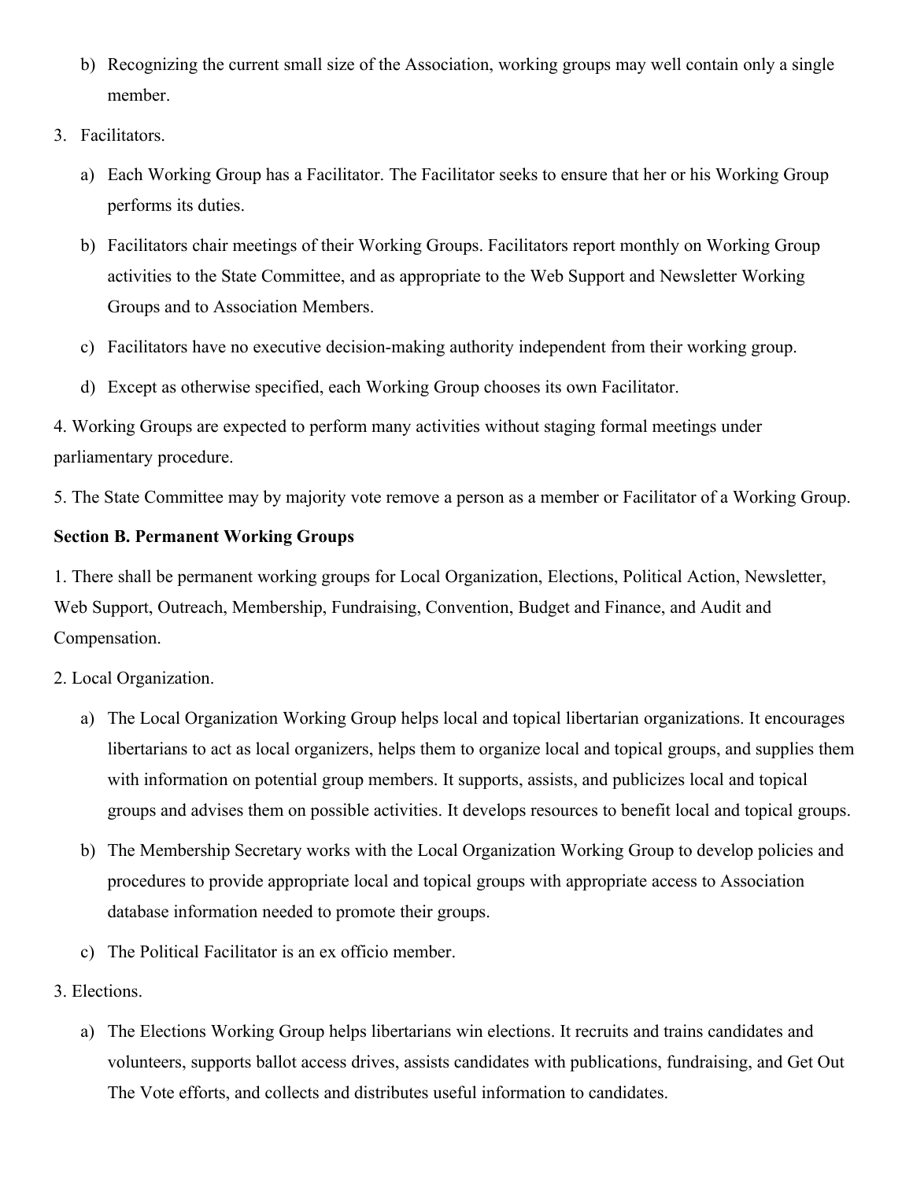b) Recognizing the current small size of the Association, working groups may well contain only a single member.

3. Facilitators.

    a) Each Working Group has a Facilitator. The Facilitator seeks to ensure that her or his Working Group performs its duties.

    b) Facilitators chair meetings of their Working Groups. Facilitators report monthly on Working Group activities to the State Committee, and as appropriate to the Web Support and Newsletter Working Groups and to Association Members.

    c) Facilitators have no executive decision-making authority independent from their working group.

    d) Except as otherwise specified, each Working Group chooses its own Facilitator.

4. Working Groups are expected to perform many activities without staging formal meetings under parliamentary procedure.

5. The State Committee may by majority vote remove a person as a member or Facilitator of a Working Group.

**Section B. Permanent Working Groups**

1. There shall be permanent working groups for Local Organization, Elections, Political Action, Newsletter, Web Support, Outreach, Membership, Fundraising, Convention, Budget and Finance, and Audit and Compensation.

2. Local Organization.

    a) The Local Organization Working Group helps local and topical libertarian organizations. It encourages libertarians to act as local organizers, helps them to organize local and topical groups, and supplies them with information on potential group members. It supports, assists, and publicizes local and topical groups and advises them on possible activities. It develops resources to benefit local and topical groups.

    b) The Membership Secretary works with the Local Organization Working Group to develop policies and procedures to provide appropriate local and topical groups with appropriate access to Association database information needed to promote their groups.

    c) The Political Facilitator is an ex officio member.

3. Elections.

    a) The Elections Working Group helps libertarians win elections. It recruits and trains candidates and volunteers, supports ballot access drives, assists candidates with publications, fundraising, and Get Out The Vote efforts, and collects and distributes useful information to candidates.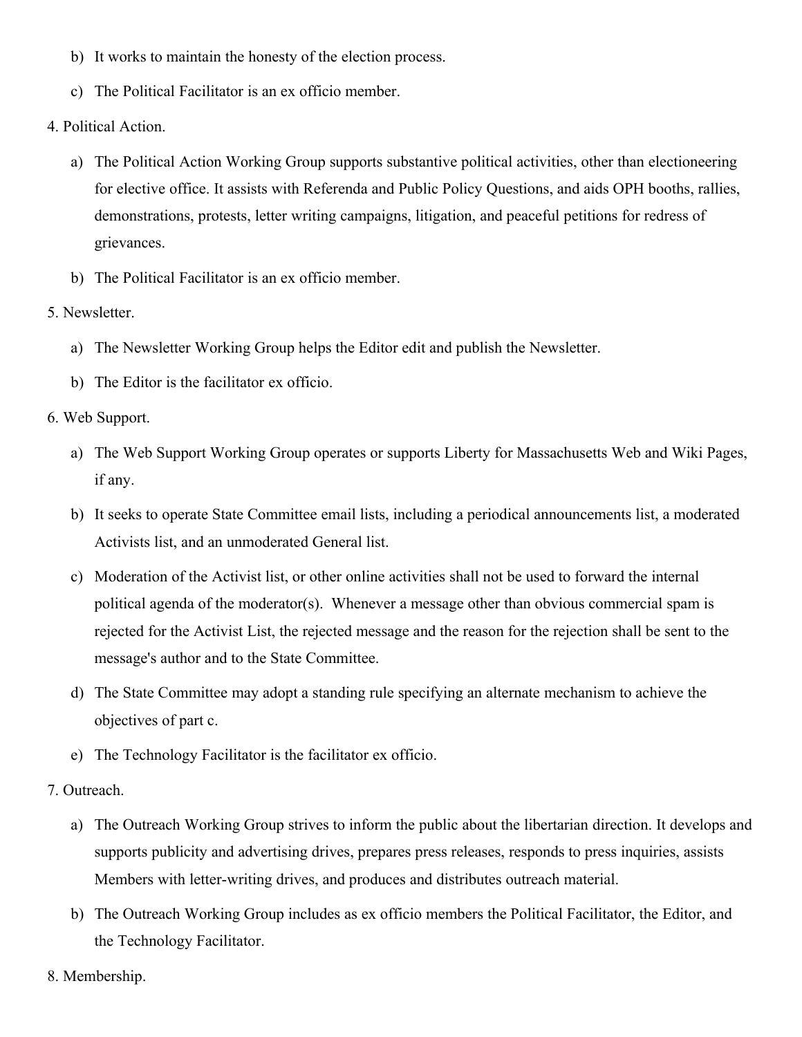b) It works to maintain the honesty of the election process.

c) The Political Facilitator is an ex officio member.

4. Political Action.

   a) The Political Action Working Group supports substantive political activities, other than electioneering for elective office. It assists with Referenda and Public Policy Questions, and aids OPH booths, rallies, demonstrations, protests, letter writing campaigns, litigation, and peaceful petitions for redress of grievances.

   b) The Political Facilitator is an ex officio member.

5. Newsletter.

   a) The Newsletter Working Group helps the Editor edit and publish the Newsletter.

   b) The Editor is the facilitator ex officio.

6. Web Support.

   a) The Web Support Working Group operates or supports Liberty for Massachusetts Web and Wiki Pages, if any.

   b) It seeks to operate State Committee email lists, including a periodical announcements list, a moderated Activists list, and an unmoderated General list.

   c) Moderation of the Activist list, or other online activities shall not be used to forward the internal political agenda of the moderator(s). Whenever a message other than obvious commercial spam is rejected for the Activist List, the rejected message and the reason for the rejection shall be sent to the message's author and to the State Committee.

   d) The State Committee may adopt a standing rule specifying an alternate mechanism to achieve the objectives of part c.

   e) The Technology Facilitator is the facilitator ex officio.

7. Outreach.

   a) The Outreach Working Group strives to inform the public about the libertarian direction. It develops and supports publicity and advertising drives, prepares press releases, responds to press inquiries, assists Members with letter-writing drives, and produces and distributes outreach material.

   b) The Outreach Working Group includes as ex officio members the Political Facilitator, the Editor, and the Technology Facilitator.

8. Membership.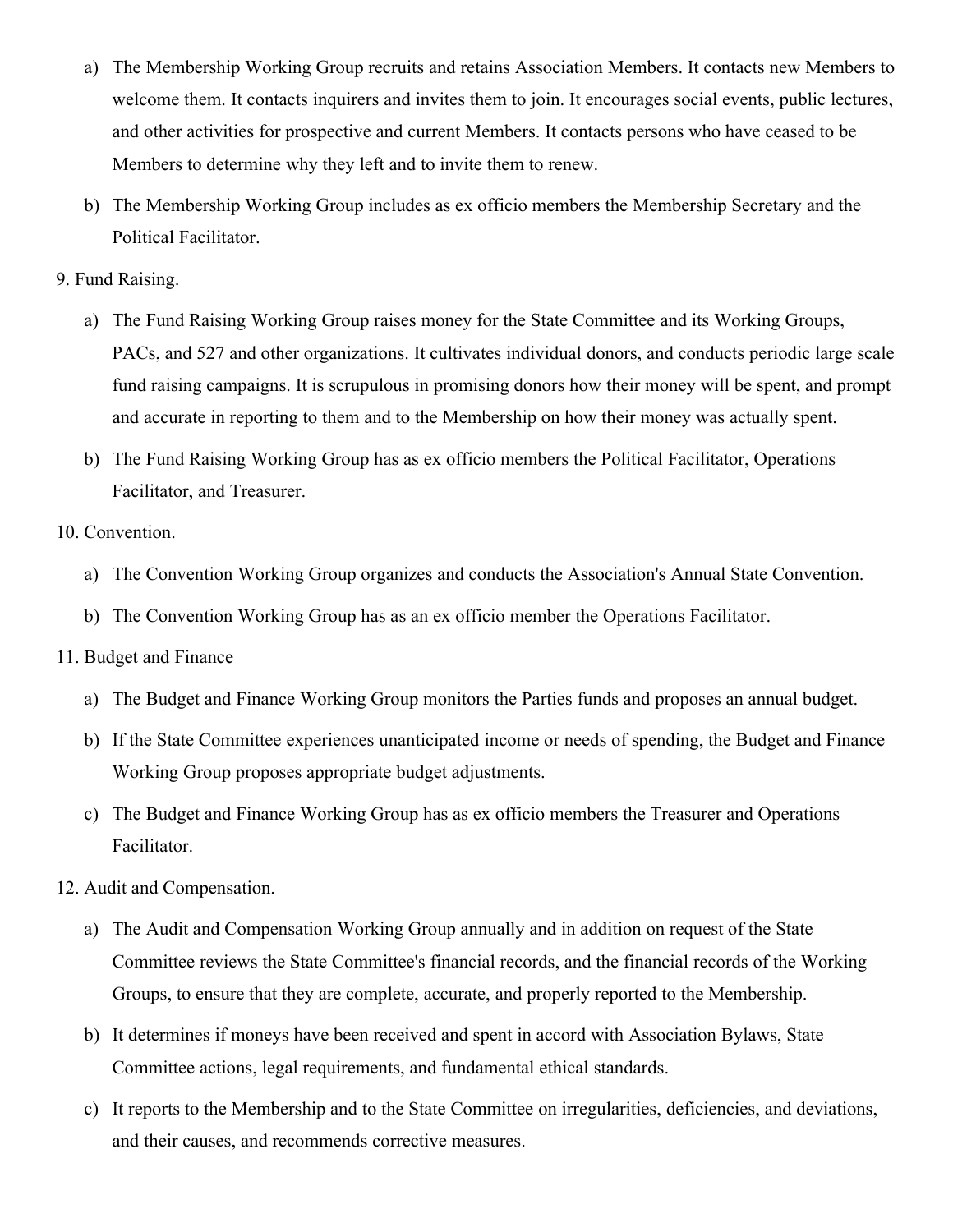a) The Membership Working Group recruits and retains Association Members. It contacts new Members to welcome them. It contacts inquirers and invites them to join. It encourages social events, public lectures, and other activities for prospective and current Members. It contacts persons who have ceased to be Members to determine why they left and to invite them to renew.

b) The Membership Working Group includes as ex officio members the Membership Secretary and the Political Facilitator.

9. Fund Raising.

   a) The Fund Raising Working Group raises money for the State Committee and its Working Groups, PACs, and 527 and other organizations. It cultivates individual donors, and conducts periodic large scale fund raising campaigns. It is scrupulous in promising donors how their money will be spent, and prompt and accurate in reporting to them and to the Membership on how their money was actually spent.

   b) The Fund Raising Working Group has as ex officio members the Political Facilitator, Operations Facilitator, and Treasurer.

10. Convention.

    a) The Convention Working Group organizes and conducts the Association's Annual State Convention.

    b) The Convention Working Group has as an ex officio member the Operations Facilitator.

11. Budget and Finance

    a) The Budget and Finance Working Group monitors the Parties funds and proposes an annual budget.

    b) If the State Committee experiences unanticipated income or needs of spending, the Budget and Finance Working Group proposes appropriate budget adjustments.

    c) The Budget and Finance Working Group has as ex officio members the Treasurer and Operations Facilitator.

12. Audit and Compensation.

    a) The Audit and Compensation Working Group annually and in addition on request of the State Committee reviews the State Committee's financial records, and the financial records of the Working Groups, to ensure that they are complete, accurate, and properly reported to the Membership.

    b) It determines if moneys have been received and spent in accord with Association Bylaws, State Committee actions, legal requirements, and fundamental ethical standards.

    c) It reports to the Membership and to the State Committee on irregularities, deficiencies, and deviations, and their causes, and recommends corrective measures.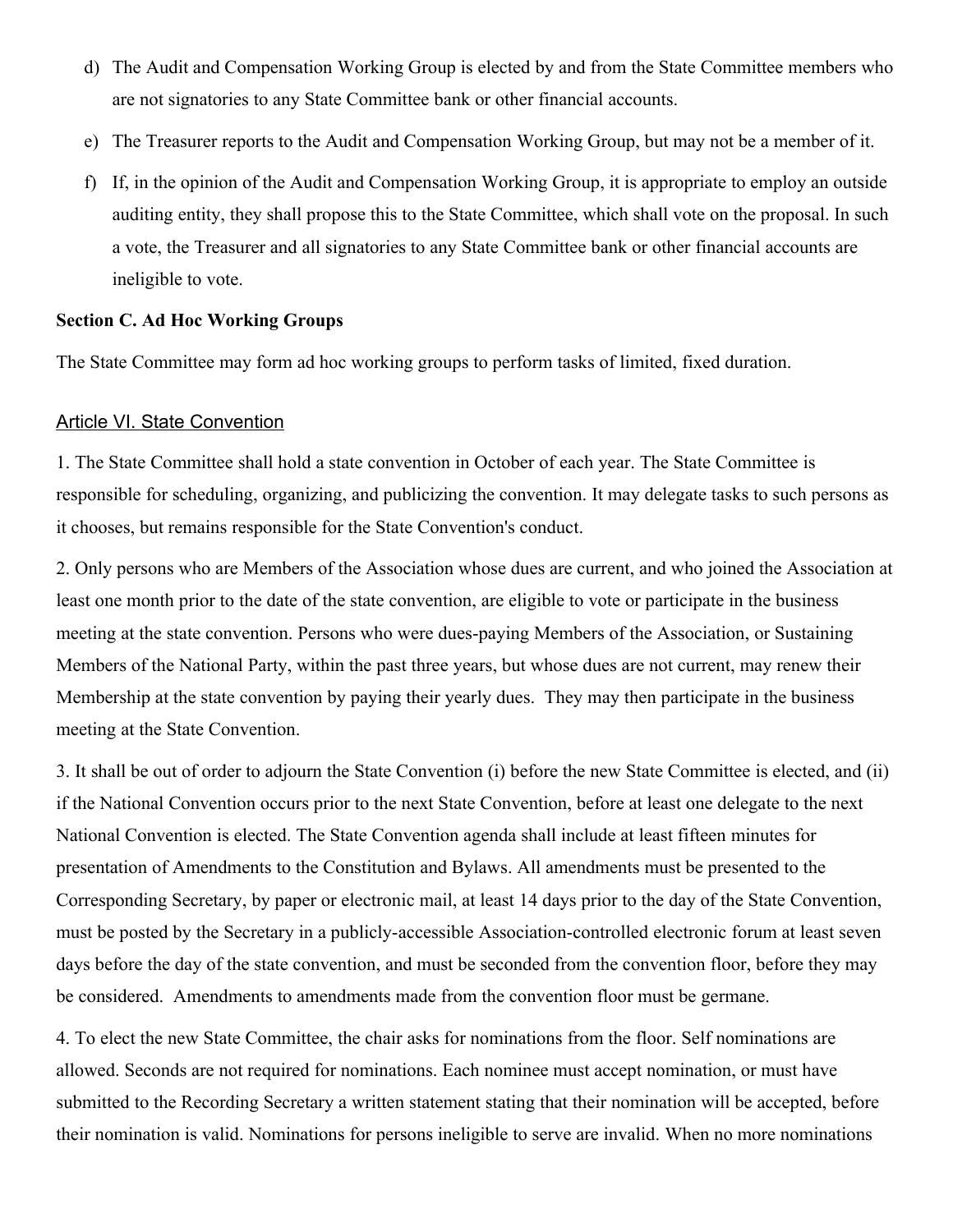d) The Audit and Compensation Working Group is elected by and from the State Committee members who are not signatories to any State Committee bank or other financial accounts.

e) The Treasurer reports to the Audit and Compensation Working Group, but may not be a member of it.

f) If, in the opinion of the Audit and Compensation Working Group, it is appropriate to employ an outside auditing entity, they shall propose this to the State Committee, which shall vote on the proposal. In such a vote, the Treasurer and all signatories to any State Committee bank or other financial accounts are ineligible to vote.

**Section C. Ad Hoc Working Groups**

The State Committee may form ad hoc working groups to perform tasks of limited, fixed duration.

## Article VI. State Convention

1. The State Committee shall hold a state convention in October of each year. The State Committee is responsible for scheduling, organizing, and publicizing the convention. It may delegate tasks to such persons as it chooses, but remains responsible for the State Convention's conduct.

2. Only persons who are Members of the Association whose dues are current, and who joined the Association at least one month prior to the date of the state convention, are eligible to vote or participate in the business meeting at the state convention. Persons who were dues-paying Members of the Association, or Sustaining Members of the National Party, within the past three years, but whose dues are not current, may renew their Membership at the state convention by paying their yearly dues. They may then participate in the business meeting at the State Convention.

3. It shall be out of order to adjourn the State Convention (i) before the new State Committee is elected, and (ii) if the National Convention occurs prior to the next State Convention, before at least one delegate to the next National Convention is elected. The State Convention agenda shall include at least fifteen minutes for presentation of Amendments to the Constitution and Bylaws. All amendments must be presented to the Corresponding Secretary, by paper or electronic mail, at least 14 days prior to the day of the State Convention, must be posted by the Secretary in a publicly-accessible Association-controlled electronic forum at least seven days before the day of the state convention, and must be seconded from the convention floor, before they may be considered. Amendments to amendments made from the convention floor must be germane.

4. To elect the new State Committee, the chair asks for nominations from the floor. Self nominations are allowed. Seconds are not required for nominations. Each nominee must accept nomination, or must have submitted to the Recording Secretary a written statement stating that their nomination will be accepted, before their nomination is valid. Nominations for persons ineligible to serve are invalid. When no more nominations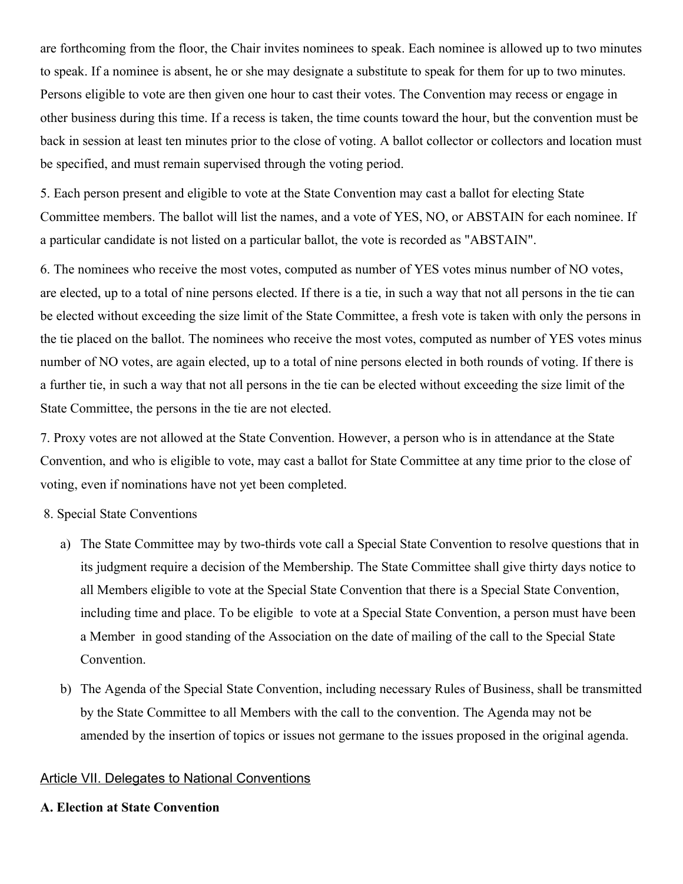are forthcoming from the floor, the Chair invites nominees to speak. Each nominee is allowed up to two minutes to speak. If a nominee is absent, he or she may designate a substitute to speak for them for up to two minutes. Persons eligible to vote are then given one hour to cast their votes. The Convention may recess or engage in other business during this time. If a recess is taken, the time counts toward the hour, but the convention must be back in session at least ten minutes prior to the close of voting. A ballot collector or collectors and location must be specified, and must remain supervised through the voting period.

5. Each person present and eligible to vote at the State Convention may cast a ballot for electing State Committee members. The ballot will list the names, and a vote of YES, NO, or ABSTAIN for each nominee. If a particular candidate is not listed on a particular ballot, the vote is recorded as "ABSTAIN".

6. The nominees who receive the most votes, computed as number of YES votes minus number of NO votes, are elected, up to a total of nine persons elected. If there is a tie, in such a way that not all persons in the tie can be elected without exceeding the size limit of the State Committee, a fresh vote is taken with only the persons in the tie placed on the ballot. The nominees who receive the most votes, computed as number of YES votes minus number of NO votes, are again elected, up to a total of nine persons elected in both rounds of voting. If there is a further tie, in such a way that not all persons in the tie can be elected without exceeding the size limit of the State Committee, the persons in the tie are not elected.

7. Proxy votes are not allowed at the State Convention. However, a person who is in attendance at the State Convention, and who is eligible to vote, may cast a ballot for State Committee at any time prior to the close of voting, even if nominations have not yet been completed.

8. Special State Conventions

a) The State Committee may by two-thirds vote call a Special State Convention to resolve questions that in its judgment require a decision of the Membership. The State Committee shall give thirty days notice to all Members eligible to vote at the Special State Convention that there is a Special State Convention, including time and place. To be eligible to vote at a Special State Convention, a person must have been a Member in good standing of the Association on the date of mailing of the call to the Special State Convention.

b) The Agenda of the Special State Convention, including necessary Rules of Business, shall be transmitted by the State Committee to all Members with the call to the convention. The Agenda may not be amended by the insertion of topics or issues not germane to the issues proposed in the original agenda.

## Article VII. Delegates to National Conventions

### A. Election at State Convention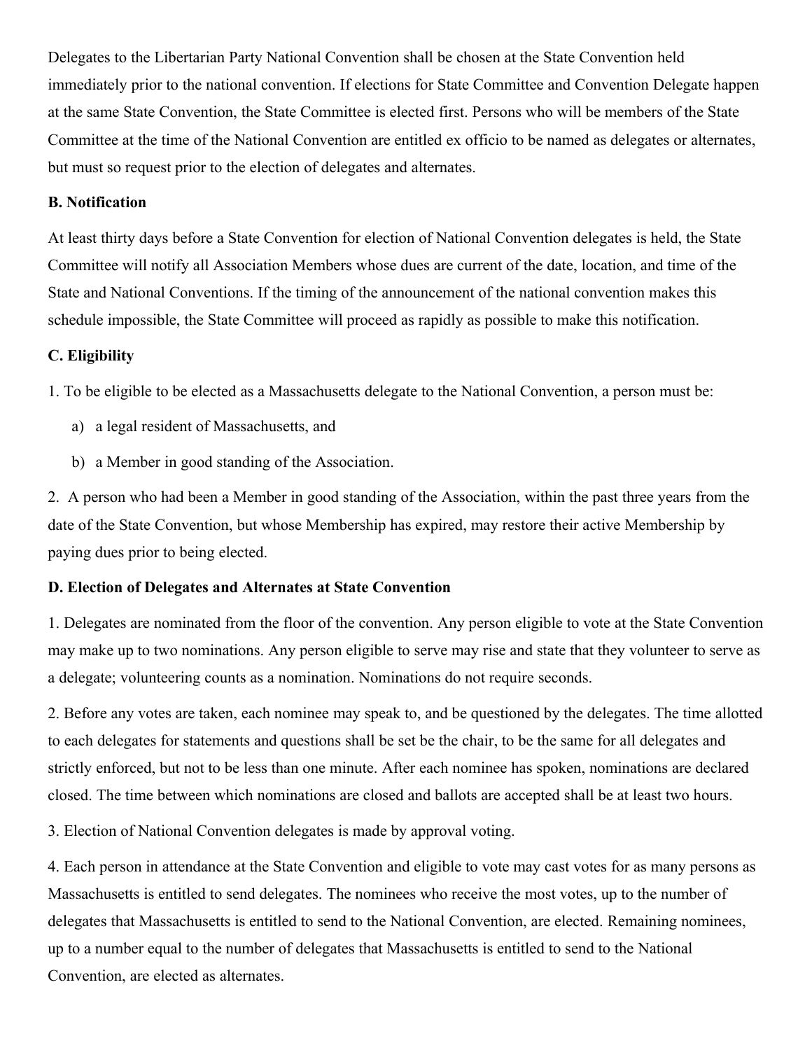Delegates to the Libertarian Party National Convention shall be chosen at the State Convention held immediately prior to the national convention. If elections for State Committee and Convention Delegate happen at the same State Convention, the State Committee is elected first. Persons who will be members of the State Committee at the time of the National Convention are entitled ex officio to be named as delegates or alternates, but must so request prior to the election of delegates and alternates.

**B. Notification**

At least thirty days before a State Convention for election of National Convention delegates is held, the State Committee will notify all Association Members whose dues are current of the date, location, and time of the State and National Conventions. If the timing of the announcement of the national convention makes this schedule impossible, the State Committee will proceed as rapidly as possible to make this notification.

**C. Eligibility**

1. To be eligible to be elected as a Massachusetts delegate to the National Convention, a person must be:

   a) a legal resident of Massachusetts, and

   b) a Member in good standing of the Association.

2. A person who had been a Member in good standing of the Association, within the past three years from the date of the State Convention, but whose Membership has expired, may restore their active Membership by paying dues prior to being elected.

**D. Election of Delegates and Alternates at State Convention**

1. Delegates are nominated from the floor of the convention. Any person eligible to vote at the State Convention may make up to two nominations. Any person eligible to serve may rise and state that they volunteer to serve as a delegate; volunteering counts as a nomination. Nominations do not require seconds.

2. Before any votes are taken, each nominee may speak to, and be questioned by the delegates. The time allotted to each delegates for statements and questions shall be set be the chair, to be the same for all delegates and strictly enforced, but not to be less than one minute. After each nominee has spoken, nominations are declared closed. The time between which nominations are closed and ballots are accepted shall be at least two hours.

3. Election of National Convention delegates is made by approval voting.

4. Each person in attendance at the State Convention and eligible to vote may cast votes for as many persons as Massachusetts is entitled to send delegates. The nominees who receive the most votes, up to the number of delegates that Massachusetts is entitled to send to the National Convention, are elected. Remaining nominees, up to a number equal to the number of delegates that Massachusetts is entitled to send to the National Convention, are elected as alternates.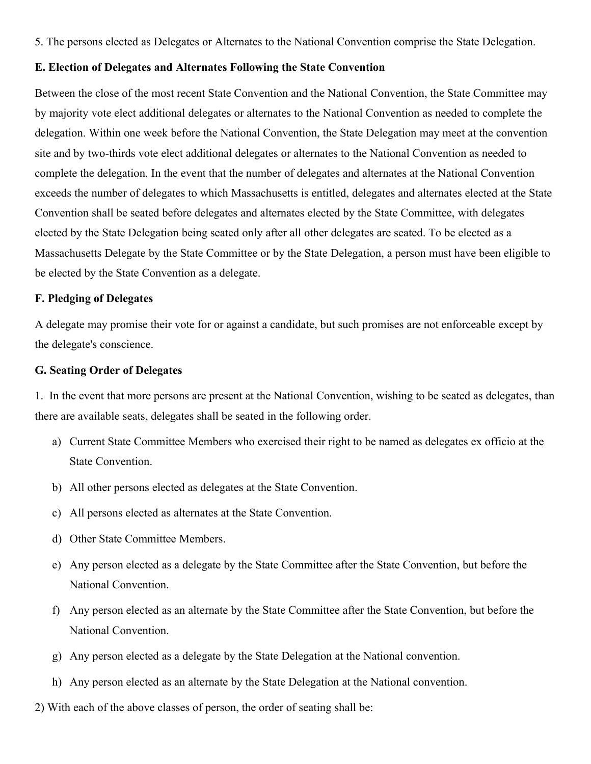5. The persons elected as Delegates or Alternates to the National Convention comprise the State Delegation.

**E. Election of Delegates and Alternates Following the State Convention**

Between the close of the most recent State Convention and the National Convention, the State Committee may by majority vote elect additional delegates or alternates to the National Convention as needed to complete the delegation. Within one week before the National Convention, the State Delegation may meet at the convention site and by two-thirds vote elect additional delegates or alternates to the National Convention as needed to complete the delegation. In the event that the number of delegates and alternates at the National Convention exceeds the number of delegates to which Massachusetts is entitled, delegates and alternates elected at the State Convention shall be seated before delegates and alternates elected by the State Committee, with delegates elected by the State Delegation being seated only after all other delegates are seated. To be elected as a Massachusetts Delegate by the State Committee or by the State Delegation, a person must have been eligible to be elected by the State Convention as a delegate.

**F. Pledging of Delegates**

A delegate may promise their vote for or against a candidate, but such promises are not enforceable except by the delegate's conscience.

**G. Seating Order of Delegates**

1. In the event that more persons are present at the National Convention, wishing to be seated as delegates, than there are available seats, delegates shall be seated in the following order.

   a) Current State Committee Members who exercised their right to be named as delegates ex officio at the State Convention.

   b) All other persons elected as delegates at the State Convention.

   c) All persons elected as alternates at the State Convention.

   d) Other State Committee Members.

   e) Any person elected as a delegate by the State Committee after the State Convention, but before the National Convention.

   f) Any person elected as an alternate by the State Committee after the State Convention, but before the National Convention.

   g) Any person elected as a delegate by the State Delegation at the National convention.

   h) Any person elected as an alternate by the State Delegation at the National convention.

2) With each of the above classes of person, the order of seating shall be: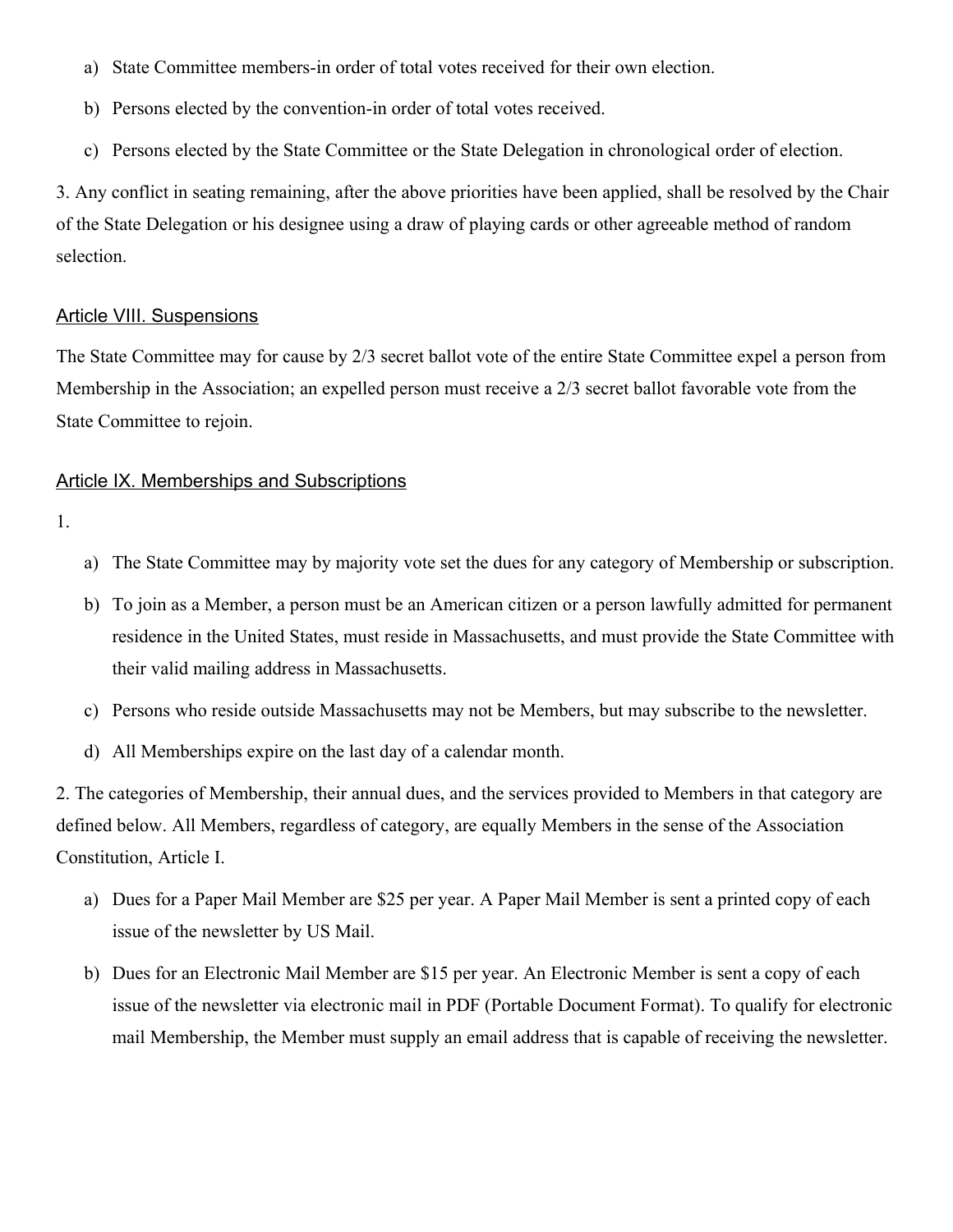a) State Committee members-in order of total votes received for their own election.

b) Persons elected by the convention-in order of total votes received.

c) Persons elected by the State Committee or the State Delegation in chronological order of election.

3. Any conflict in seating remaining, after the above priorities have been applied, shall be resolved by the Chair of the State Delegation or his designee using a draw of playing cards or other agreeable method of random selection.

## Article VIII. Suspensions

The State Committee may for cause by 2/3 secret ballot vote of the entire State Committee expel a person from Membership in the Association; an expelled person must receive a 2/3 secret ballot favorable vote from the State Committee to rejoin.

## Article IX. Memberships and Subscriptions

1.

a) The State Committee may by majority vote set the dues for any category of Membership or subscription.

b) To join as a Member, a person must be an American citizen or a person lawfully admitted for permanent residence in the United States, must reside in Massachusetts, and must provide the State Committee with their valid mailing address in Massachusetts.

c) Persons who reside outside Massachusetts may not be Members, but may subscribe to the newsletter.

d) All Memberships expire on the last day of a calendar month.

2. The categories of Membership, their annual dues, and the services provided to Members in that category are defined below. All Members, regardless of category, are equally Members in the sense of the Association Constitution, Article I.

a) Dues for a Paper Mail Member are $25 per year. A Paper Mail Member is sent a printed copy of each issue of the newsletter by US Mail.

b) Dues for an Electronic Mail Member are $15 per year. An Electronic Member is sent a copy of each issue of the newsletter via electronic mail in PDF (Portable Document Format). To qualify for electronic mail Membership, the Member must supply an email address that is capable of receiving the newsletter.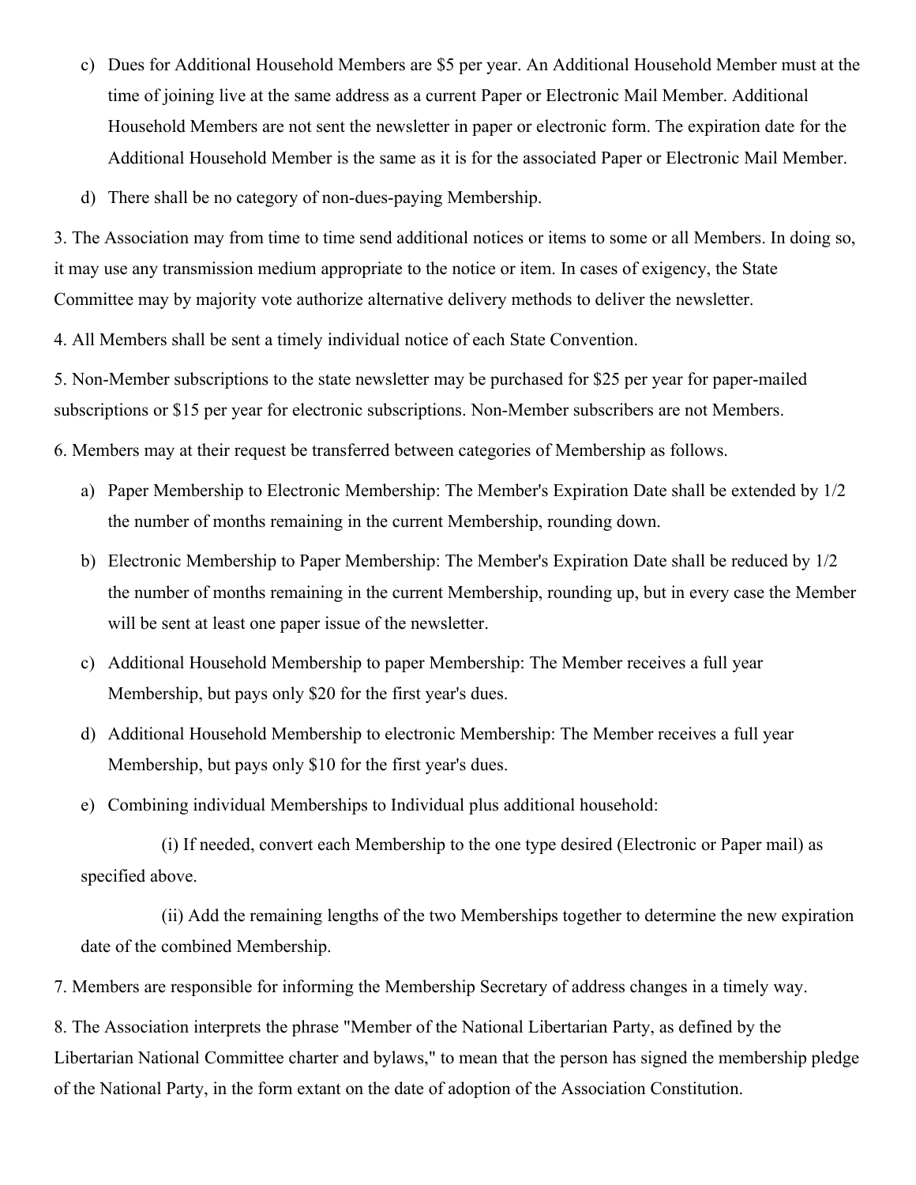c) Dues for Additional Household Members are $5 per year. An Additional Household Member must at the time of joining live at the same address as a current Paper or Electronic Mail Member. Additional Household Members are not sent the newsletter in paper or electronic form. The expiration date for the Additional Household Member is the same as it is for the associated Paper or Electronic Mail Member.

d) There shall be no category of non-dues-paying Membership.

3. The Association may from time to time send additional notices or items to some or all Members. In doing so, it may use any transmission medium appropriate to the notice or item. In cases of exigency, the State Committee may by majority vote authorize alternative delivery methods to deliver the newsletter.

4. All Members shall be sent a timely individual notice of each State Convention.

5. Non-Member subscriptions to the state newsletter may be purchased for $25 per year for paper-mailed subscriptions or $15 per year for electronic subscriptions. Non-Member subscribers are not Members.

6. Members may at their request be transferred between categories of Membership as follows.

a) Paper Membership to Electronic Membership: The Member's Expiration Date shall be extended by 1/2 the number of months remaining in the current Membership, rounding down.

b) Electronic Membership to Paper Membership: The Member's Expiration Date shall be reduced by 1/2 the number of months remaining in the current Membership, rounding up, but in every case the Member will be sent at least one paper issue of the newsletter.

c) Additional Household Membership to paper Membership: The Member receives a full year Membership, but pays only $20 for the first year's dues.

d) Additional Household Membership to electronic Membership: The Member receives a full year Membership, but pays only $10 for the first year's dues.

e) Combining individual Memberships to Individual plus additional household:

(i) If needed, convert each Membership to the one type desired (Electronic or Paper mail) as specified above.

(ii) Add the remaining lengths of the two Memberships together to determine the new expiration date of the combined Membership.

7. Members are responsible for informing the Membership Secretary of address changes in a timely way.

8. The Association interprets the phrase "Member of the National Libertarian Party, as defined by the Libertarian National Committee charter and bylaws," to mean that the person has signed the membership pledge of the National Party, in the form extant on the date of adoption of the Association Constitution.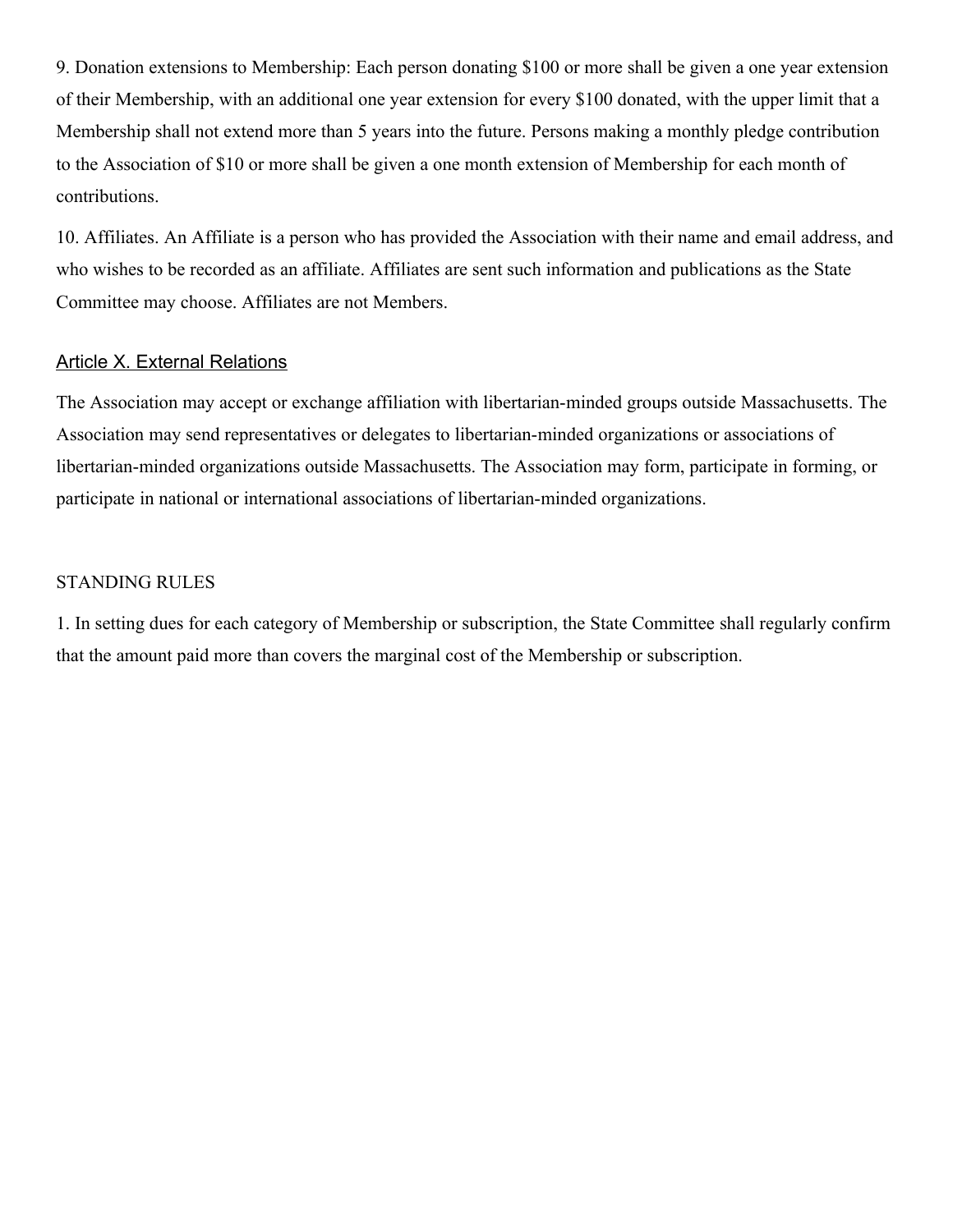9. Donation extensions to Membership: Each person donating $100 or more shall be given a one year extension of their Membership, with an additional one year extension for every $100 donated, with the upper limit that a Membership shall not extend more than 5 years into the future. Persons making a monthly pledge contribution to the Association of $10 or more shall be given a one month extension of Membership for each month of contributions.

10. Affiliates. An Affiliate is a person who has provided the Association with their name and email address, and who wishes to be recorded as an affiliate. Affiliates are sent such information and publications as the State Committee may choose. Affiliates are not Members.

## Article X. External Relations

The Association may accept or exchange affiliation with libertarian-minded groups outside Massachusetts. The Association may send representatives or delegates to libertarian-minded organizations or associations of libertarian-minded organizations outside Massachusetts. The Association may form, participate in forming, or participate in national or international associations of libertarian-minded organizations.

## STANDING RULES

1. In setting dues for each category of Membership or subscription, the State Committee shall regularly confirm that the amount paid more than covers the marginal cost of the Membership or subscription.